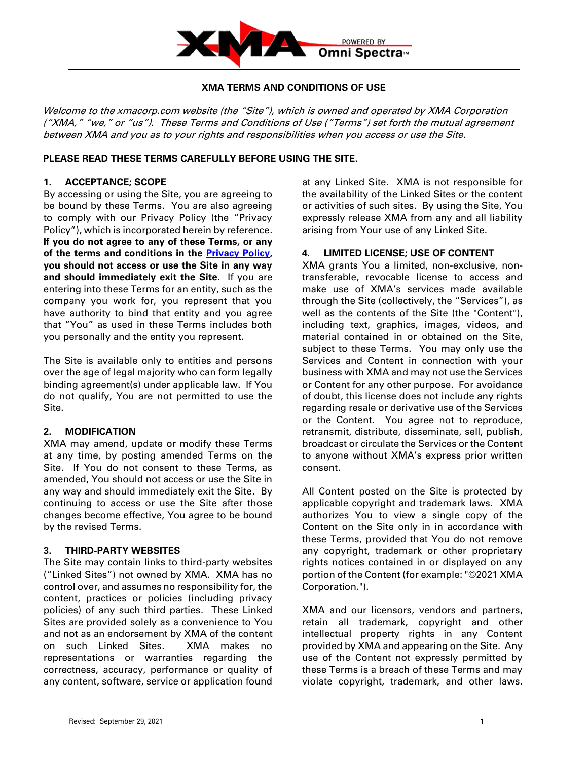# XMA TERMS AND CONDITIONS OF USE

*Welcome to the xmacorp.com website (the "Site"), which is owned and operated by XMA Corporation ("XMA," "we," or "us"). These Terms and Conditions of Use ("Terms") set forth the mutual agreement between XMA and you as to your rights and responsibilities when you access or use the Site.*

**PLEASE READ THESE TERMS CAREFULLY BEFORE USING THE SITE.**

## 1. ACCEPTANCE; SCOPE

By accessing or using the Site, you are agreeing to be bound by these Terms. You are also agreeing to comply with our Privacy Policy (the "Privacy Policy"), which is incorporated herein by reference. **If you do not agree to any of these Terms, or any of the terms and conditions in the Privacy Policy, you should not access or use the Site in any way and should immediately exit the Site**. If you are entering into these Terms for an entity, such as the company you work for, you represent that you have authority to bind that entity and you agree that "You" as used in these Terms includes both you personally and the entity you represent.

The Site is available only to entities and persons over the age of legal majority who can form legally binding agreement(s) under applicable law. If You do not qualify, You are not permitted to use the Site.

## 2. MODIFICATION

XMA may amend, update or modify these Terms at any time, by posting amended Terms on the Site. If You do not consent to these Terms, as amended, You should not access or use the Site in any way and should immediately exit the Site. By continuing to access or use the Site after those changes become effective, You agree to be bound by the revised Terms.

## 3. THIRD-PARTY WEBSITES

The Site may contain links to third-party websites ("Linked Sites") not owned by XMA. XMA has no control over, and assumes no responsibility for, the content, practices or policies (including privacy policies) of any such third parties. These Linked Sites are provided solely as a convenience to You and not as an endorsement by XMA of the content on such Linked Sites. XMA makes no representations or warranties regarding the correctness, accuracy, performance or quality of any content, software, service or application found at any Linked Site. XMA is not responsible for the availability of the Linked Sites or the content or activities of such sites. By using the Site, You expressly release XMA from any and all liability arising from Your use of any Linked Site.

## 4. LIMITED LICENSE; USE OF CONTENT

XMA grants You a limited, non-exclusive, non-transferable, revocable license to access and make use of XMA's services made available through the Site (collectively, the "Services"), as well as the contents of the Site (the "Content"), including text, graphics, images, videos, and material contained in or obtained on the Site, subject to these Terms. You may only use the Services and Content in connection with your business with XMA and may not use the Services or Content for any other purpose. For avoidance of doubt, this license does not include any rights regarding resale or derivative use of the Services or the Content. You agree not to reproduce, retransmit, distribute, disseminate, sell, publish, broadcast or circulate the Services or the Content to anyone without XMA's express prior written consent.

All Content posted on the Site is protected by applicable copyright and trademark laws. XMA authorizes You to view a single copy of the Content on the Site only in in accordance with these Terms, provided that You do not remove any copyright, trademark or other proprietary rights notices contained in or displayed on any portion of the Content (for example: "©2021 XMA Corporation.").

XMA and our licensors, vendors and partners, retain all trademark, copyright and other intellectual property rights in any Content provided by XMA and appearing on the Site. Any use of the Content not expressly permitted by these Terms is a breach of these Terms and may violate copyright, trademark, and other laws.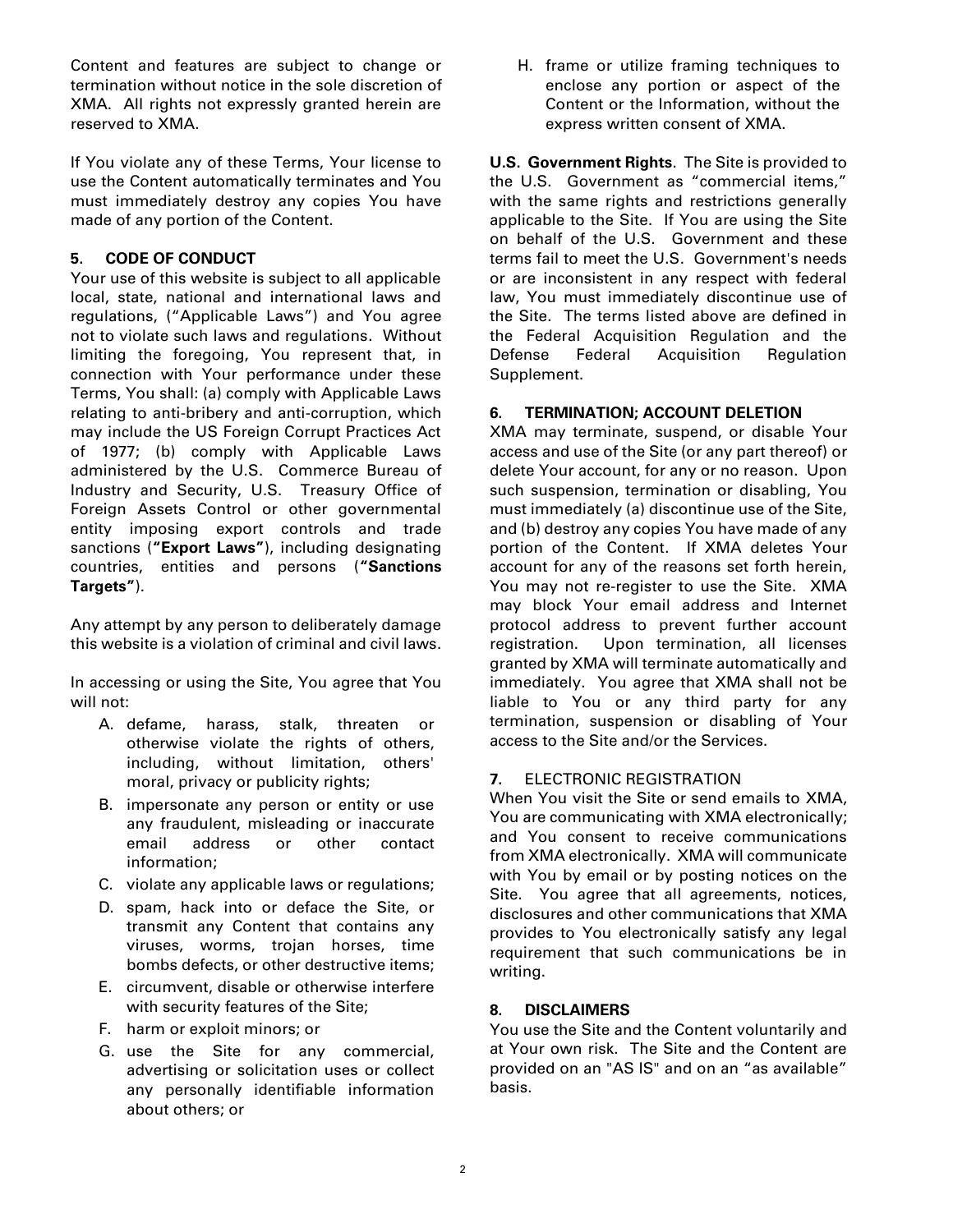Content and features are subject to change or termination without notice in the sole discretion of XMA. All rights not expressly granted herein are reserved to XMA.

If You violate any of these Terms, Your license to use the Content automatically terminates and You must immediately destroy any copies You have made of any portion of the Content.

## 5. CODE OF CONDUCT

Your use of this website is subject to all applicable local, state, national and international laws and regulations, ("Applicable Laws") and You agree not to violate such laws and regulations. Without limiting the foregoing, You represent that, in connection with Your performance under these Terms, You shall: (a) comply with Applicable Laws relating to anti-bribery and anti-corruption, which may include the US Foreign Corrupt Practices Act of 1977; (b) comply with Applicable Laws administered by the U.S. Commerce Bureau of Industry and Security, U.S. Treasury Office of Foreign Assets Control or other governmental entity imposing export controls and trade sanctions (**"Export Laws"**), including designating countries, entities and persons (**"Sanctions Targets"**).

Any attempt by any person to deliberately damage this website is a violation of criminal and civil laws.

In accessing or using the Site, You agree that You will not:

A. defame, harass, stalk, threaten or otherwise violate the rights of others, including, without limitation, others' moral, privacy or publicity rights;
B. impersonate any person or entity or use any fraudulent, misleading or inaccurate email address or other contact information;
C. violate any applicable laws or regulations;
D. spam, hack into or deface the Site, or transmit any Content that contains any viruses, worms, trojan horses, time bombs defects, or other destructive items;
E. circumvent, disable or otherwise interfere with security features of the Site;
F. harm or exploit minors; or
G. use the Site for any commercial, advertising or solicitation uses or collect any personally identifiable information about others; or
H. frame or utilize framing techniques to enclose any portion or aspect of the Content or the Information, without the express written consent of XMA.

**U.S. Government Rights**. The Site is provided to the U.S. Government as "commercial items," with the same rights and restrictions generally applicable to the Site. If You are using the Site on behalf of the U.S. Government and these terms fail to meet the U.S. Government's needs or are inconsistent in any respect with federal law, You must immediately discontinue use of the Site. The terms listed above are defined in the Federal Acquisition Regulation and the Defense Federal Acquisition Regulation Supplement.

## 6. TERMINATION; ACCOUNT DELETION

XMA may terminate, suspend, or disable Your access and use of the Site (or any part thereof) or delete Your account, for any or no reason. Upon such suspension, termination or disabling, You must immediately (a) discontinue use of the Site, and (b) destroy any copies You have made of any portion of the Content. If XMA deletes Your account for any of the reasons set forth herein, You may not re-register to use the Site. XMA may block Your email address and Internet protocol address to prevent further account registration. Upon termination, all licenses granted by XMA will terminate automatically and immediately. You agree that XMA shall not be liable to You or any third party for any termination, suspension or disabling of Your access to the Site and/or the Services.

## 7. ELECTRONIC REGISTRATION

When You visit the Site or send emails to XMA, You are communicating with XMA electronically; and You consent to receive communications from XMA electronically. XMA will communicate with You by email or by posting notices on the Site. You agree that all agreements, notices, disclosures and other communications that XMA provides to You electronically satisfy any legal requirement that such communications be in writing.

## 8. DISCLAIMERS

You use the Site and the Content voluntarily and at Your own risk. The Site and the Content are provided on an "AS IS" and on an "as available" basis.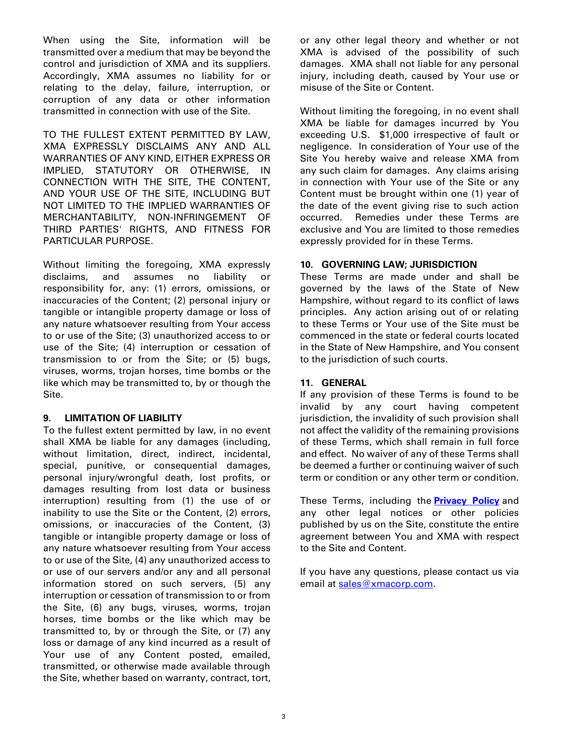When using the Site, information will be transmitted over a medium that may be beyond the control and jurisdiction of XMA and its suppliers. Accordingly, XMA assumes no liability for or relating to the delay, failure, interruption, or corruption of any data or other information transmitted in connection with use of the Site.

TO THE FULLEST EXTENT PERMITTED BY LAW, XMA EXPRESSLY DISCLAIMS ANY AND ALL WARRANTIES OF ANY KIND, EITHER EXPRESS OR IMPLIED, STATUTORY OR OTHERWISE, IN CONNECTION WITH THE SITE, THE CONTENT, AND YOUR USE OF THE SITE, INCLUDING BUT NOT LIMITED TO THE IMPLIED WARRANTIES OF MERCHANTABILITY, NON-INFRINGEMENT OF THIRD PARTIES' RIGHTS, AND FITNESS FOR PARTICULAR PURPOSE.

Without limiting the foregoing, XMA expressly disclaims, and assumes no liability or responsibility for, any: (1) errors, omissions, or inaccuracies of the Content; (2) personal injury or tangible or intangible property damage or loss of any nature whatsoever resulting from Your access to or use of the Site; (3) unauthorized access to or use of the Site; (4) interruption or cessation of transmission to or from the Site; or (5) bugs, viruses, worms, trojan horses, time bombs or the like which may be transmitted to, by or though the Site.

## 9. LIMITATION OF LIABILITY

To the fullest extent permitted by law, in no event shall XMA be liable for any damages (including, without limitation, direct, indirect, incidental, special, punitive, or consequential damages, personal injury/wrongful death, lost profits, or damages resulting from lost data or business interruption) resulting from (1) the use of or inability to use the Site or the Content, (2) errors, omissions, or inaccuracies of the Content, (3) tangible or intangible property damage or loss of any nature whatsoever resulting from Your access to or use of the Site, (4) any unauthorized access to or use of our servers and/or any and all personal information stored on such servers, (5) any interruption or cessation of transmission to or from the Site, (6) any bugs, viruses, worms, trojan horses, time bombs or the like which may be transmitted to, by or through the Site, or (7) any loss or damage of any kind incurred as a result of Your use of any Content posted, emailed, transmitted, or otherwise made available through the Site, whether based on warranty, contract, tort, or any other legal theory and whether or not XMA is advised of the possibility of such damages. XMA shall not liable for any personal injury, including death, caused by Your use or misuse of the Site or Content.

Without limiting the foregoing, in no event shall XMA be liable for damages incurred by You exceeding U.S. $1,000 irrespective of fault or negligence. In consideration of Your use of the Site You hereby waive and release XMA from any such claim for damages. Any claims arising in connection with Your use of the Site or any Content must be brought within one (1) year of the date of the event giving rise to such action occurred. Remedies under these Terms are exclusive and You are limited to those remedies expressly provided for in these Terms.

## 10. GOVERNING LAW; JURISDICTION

These Terms are made under and shall be governed by the laws of the State of New Hampshire, without regard to its conflict of laws principles. Any action arising out of or relating to these Terms or Your use of the Site must be commenced in the state or federal courts located in the State of New Hampshire, and You consent to the jurisdiction of such courts.

## 11. GENERAL

If any provision of these Terms is found to be invalid by any court having competent jurisdiction, the invalidity of such provision shall not affect the validity of the remaining provisions of these Terms, which shall remain in full force and effect. No waiver of any of these Terms shall be deemed a further or continuing waiver of such term or condition or any other term or condition.

These Terms, including the **Privacy Policy** and any other legal notices or other policies published by us on the Site, constitute the entire agreement between You and XMA with respect to the Site and Content.

If you have any questions, please contact us via email at sales@xmacorp.com.